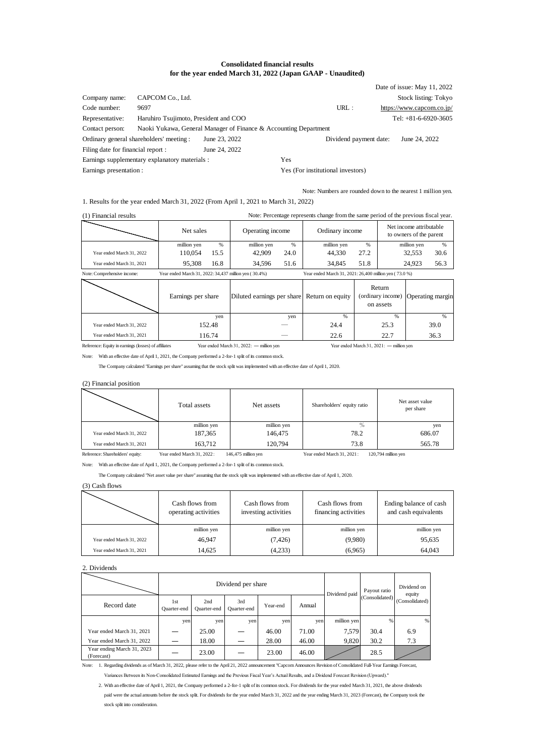# Consolidated financial results
## for the year ended March 31, 2022 (Japan GAAP - Unaudited)

Date of issue: May 11, 2022

| | | | |
|---|---|---|---|
| Company name: | CAPCOM Co., Ltd. | | Stock listing: Tokyo |
| Code number: | 9697 | URL : | https://www.capcom.co.jp/ |
| Representative: | Haruhiro Tsujimoto, President and COO | | Tel: +81-6-6920-3605 |
| Contact person: | Naoki Yukawa, General Manager of Finance & Accounting Department | | |

Ordinary general shareholders' meeting : June 23, 2022 Dividend payment date: June 24, 2022

Filing date for financial report : June 24, 2022

Earnings supplementary explanatory materials : Yes

Earnings presentation : Yes (For institutional investors)

Note: Numbers are rounded down to the nearest 1 million yen.

1. Results for the year ended March 31, 2022 (From April 1, 2021 to March 31, 2022)

(1) Financial results

Note: Percentage represents change from the same period of the previous fiscal year.

| | Net sales | | Operating income | | Ordinary income | | Net income attributable to owners of the parent | |
|---|---|---|---|---|---|---|---|---|
| | million yen | % | million yen | % | million yen | % | million yen | % |
| Year ended March 31, 2022 | 110,054 | 15.5 | 42,909 | 24.0 | 44,330 | 27.2 | 32,553 | 30.6 |
| Year ended March 31, 2021 | 95,308 | 16.8 | 34,596 | 51.6 | 34,845 | 51.8 | 24,923 | 56.3 |

Note: Comprehensive income: Year ended March 31, 2022: 34,437 million yen ( 30.4%) Year ended March 31, 2021: 26,400 million yen ( 73.0 %)

| | Earnings per share | Diluted earnings per share | Return on equity | Return (ordinary income) on assets | Operating margin |
|---|---|---|---|---|---|
| | yen | yen | % | % | % |
| Year ended March 31, 2022 | 152.48 | — | 24.4 | 25.3 | 39.0 |
| Year ended March 31, 2021 | 116.74 | — | 22.6 | 22.7 | 36.3 |

Reference: Equity in earnings (losses) of affiliates Year ended March 31, 2022: — million yen Year ended March 31, 2021: — million yen

Note: With an effective date of April 1, 2021, the Company performed a 2-for-1 split of its common stock.

The Company calculated "Earnings per share" assuming that the stock split was implemented with an effective date of April 1, 2020.

(2) Financial position

| | Total assets | Net assets | Shareholders' equity ratio | Net asset value per share |
|---|---|---|---|---|
| | million yen | million yen | % | yen |
| Year ended March 31, 2022 | 187,365 | 146,475 | 78.2 | 686.07 |
| Year ended March 31, 2021 | 163,712 | 120,794 | 73.8 | 565.78 |

Reference: Shareholders' equity: Year ended March 31, 2022 : 146,475 million yen Year ended March 31, 2021 : 120,794 million yen

Note: With an effective date of April 1, 2021, the Company performed a 2-for-1 split of its common stock.

The Company calculated "Net asset value per share" assuming that the stock split was implemented with an effective date of April 1, 2020.

(3) Cash flows

| | Cash flows from operating activities | Cash flows from investing activities | Cash flows from financing activities | Ending balance of cash and cash equivalents |
|---|---|---|---|---|
| | million yen | million yen | million yen | million yen |
| Year ended March 31, 2022 | 46,947 | (7,426) | (9,980) | 95,635 |
| Year ended March 31, 2021 | 14,625 | (4,233) | (6,965) | 64,043 |

2. Dividends

| | Dividend per share | | | | | Dividend paid | Payout ratio (Consolidated) | Dividend on equity (Consolidated) |
|---|---|---|---|---|---|---|---|---|
| Record date | 1st Quarter-end | 2nd Quarter-end | 3rd Quarter-end | Year-end | Annual | | | |
| | yen | yen | yen | yen | yen | million yen | % | % |
| Year ended March 31, 2021 | — | 25.00 | — | 46.00 | 71.00 | 7,579 | 30.4 | 6.9 |
| Year ended March 31, 2022 | — | 18.00 | — | 28.00 | 46.00 | 9,820 | 30.2 | 7.3 |
| Year ending March 31, 2023 (Forecast) | — | 23.00 | — | 23.00 | 46.00 | | 28.5 | |

Note: 1. Regarding dividends as of March 31, 2022, please refer to the April 21, 2022 announcement "Capcom Announces Revision of Consolidated Full-Year Earnings Forecast, Variances Between its Non-Consolidated Estimated Earnings and the Previous Fiscal Year's Actual Results, and a Dividend Forecast Revision (Upward)."

2. With an effective date of April 1, 2021, the Company performed a 2-for-1 split of its common stock. For dividends for the year ended March 31, 2021, the above dividends paid were the actual amounts before the stock split. For dividends for the year ended March 31, 2022 and the year ending March 31, 2023 (Forecast), the Company took the stock split into consideration.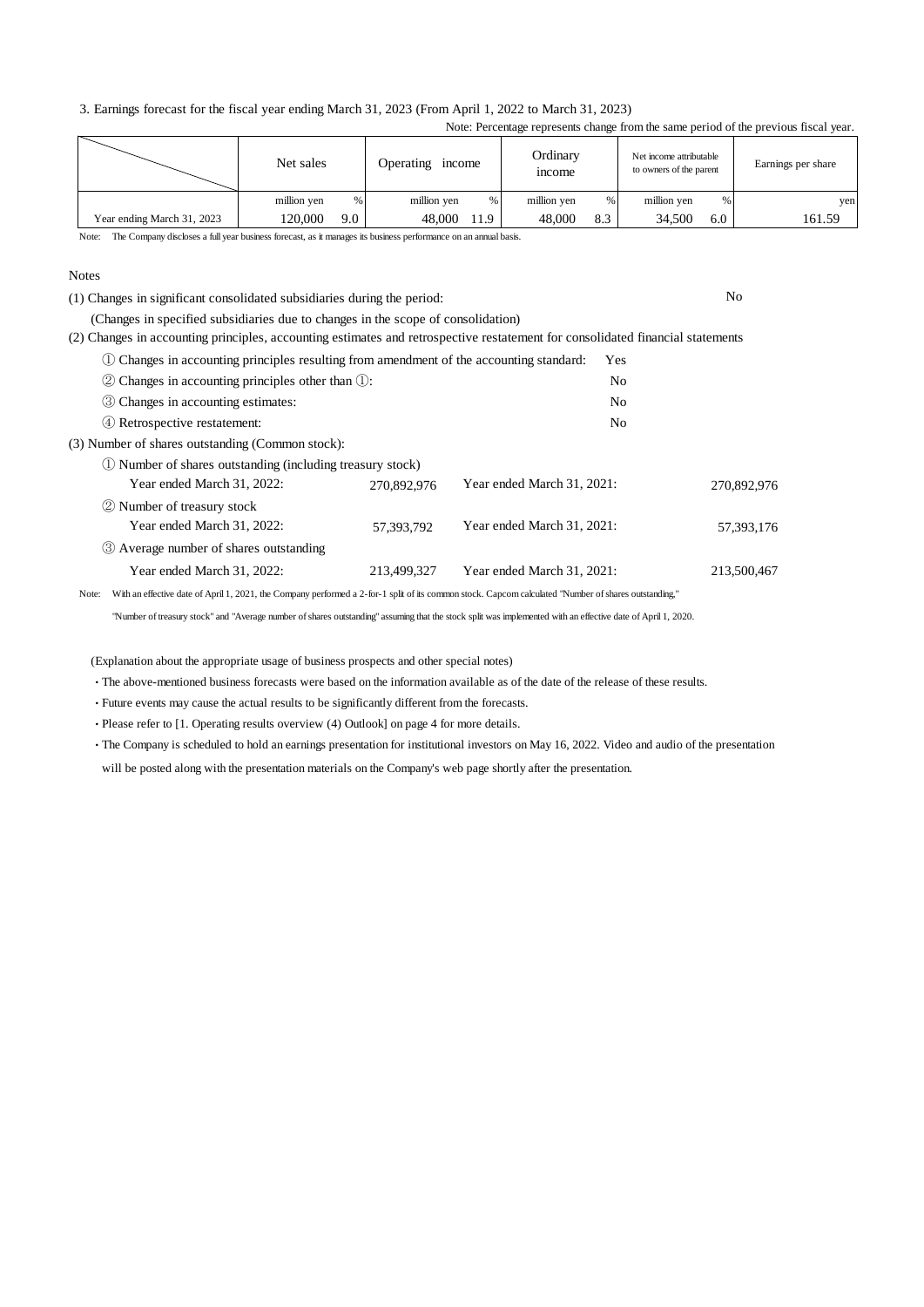3. Earnings forecast for the fiscal year ending March 31, 2023 (From April 1, 2022 to March 31, 2023)

Note: Percentage represents change from the same period of the previous fiscal year.

| | Net sales | | Operating income | | Ordinary income | | Net income attributable to owners of the parent | | Earnings per share |
|---|---|---|---|---|---|---|---|---|---|
| | million yen | % | million yen | % | million yen | % | million yen | % | yen |
| Year ending March 31, 2023 | 120,000 | 9.0 | 48,000 | 11.9 | 48,000 | 8.3 | 34,500 | 6.0 | 161.59 |

Note: The Company discloses a full year business forecast, as it manages its business performance on an annual basis.

Notes

(1) Changes in significant consolidated subsidiaries during the period: No

(Changes in specified subsidiaries due to changes in the scope of consolidation)

(2) Changes in accounting principles, accounting estimates and retrospective restatement for consolidated financial statements

① Changes in accounting principles resulting from amendment of the accounting standard: Yes

② Changes in accounting principles other than ①: No

③ Changes in accounting estimates: No

④ Retrospective restatement: No

(3) Number of shares outstanding (Common stock):

① Number of shares outstanding (including treasury stock)

| | | | |
|---|---|---|---|
| Year ended March 31, 2022: | 270,892,976 | Year ended March 31, 2021: | 270,892,976 |

② Number of treasury stock

| | | | |
|---|---|---|---|
| Year ended March 31, 2022: | 57,393,792 | Year ended March 31, 2021: | 57,393,176 |

③ Average number of shares outstanding

| | | | |
|---|---|---|---|
| Year ended March 31, 2022: | 213,499,327 | Year ended March 31, 2021: | 213,500,467 |

Note: With an effective date of April 1, 2021, the Company performed a 2-for-1 split of its common stock. Capcom calculated "Number of shares outstanding," "Number of treasury stock" and "Average number of shares outstanding" assuming that the stock split was implemented with an effective date of April 1, 2020.

(Explanation about the appropriate usage of business prospects and other special notes)

・The above-mentioned business forecasts were based on the information available as of the date of the release of these results.

・Future events may cause the actual results to be significantly different from the forecasts.

・Please refer to [1. Operating results overview (4) Outlook] on page 4 for more details.

・The Company is scheduled to hold an earnings presentation for institutional investors on May 16, 2022. Video and audio of the presentation will be posted along with the presentation materials on the Company's web page shortly after the presentation.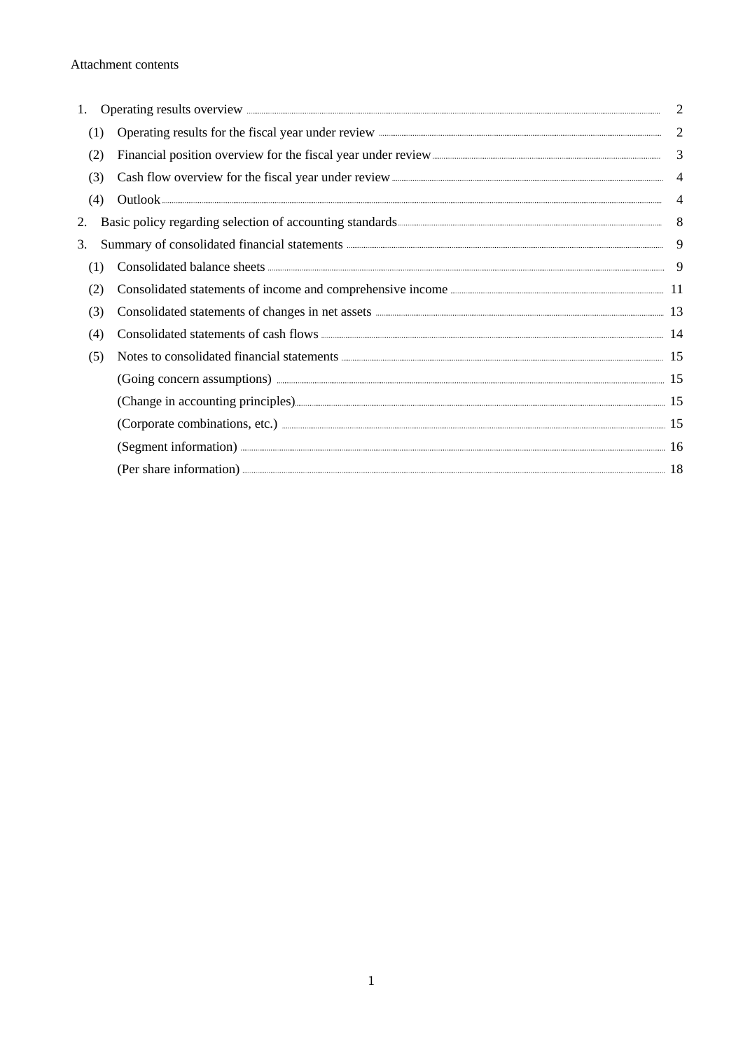Attachment contents

| | | |
|---|---|---|
| 1. | Operating results overview | 2 |
| (1) | Operating results for the fiscal year under review | 2 |
| (2) | Financial position overview for the fiscal year under review | 3 |
| (3) | Cash flow overview for the fiscal year under review | 4 |
| (4) | Outlook | 4 |
| 2. | Basic policy regarding selection of accounting standards | 8 |
| 3. | Summary of consolidated financial statements | 9 |
| (1) | Consolidated balance sheets | 9 |
| (2) | Consolidated statements of income and comprehensive income | 11 |
| (3) | Consolidated statements of changes in net assets | 13 |
| (4) | Consolidated statements of cash flows | 14 |
| (5) | Notes to consolidated financial statements | 15 |
| | (Going concern assumptions) | 15 |
| | (Change in accounting principles) | 15 |
| | (Corporate combinations, etc.) | 15 |
| | (Segment information) | 16 |
| | (Per share information) | 18 |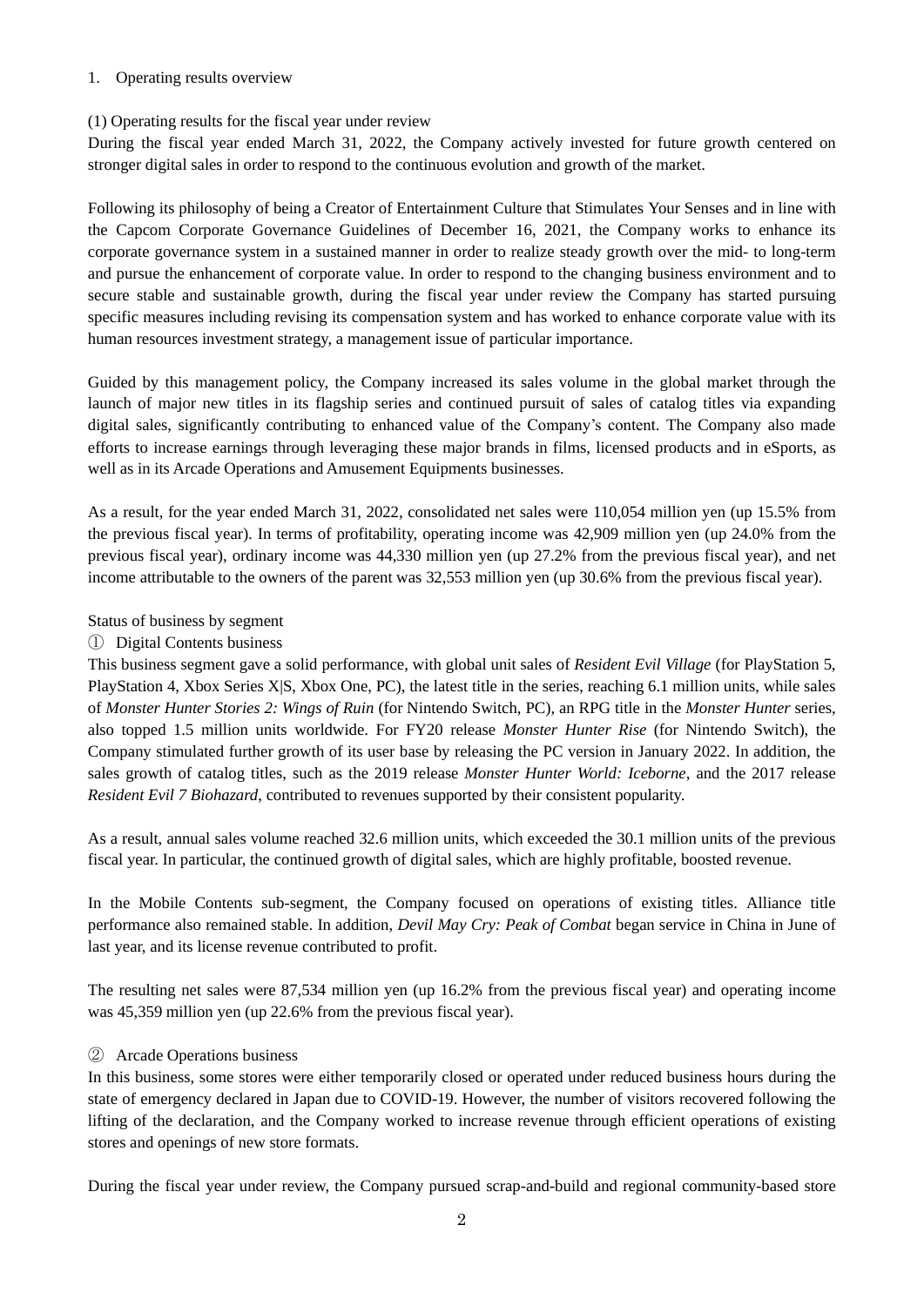## 1. Operating results overview

### (1) Operating results for the fiscal year under review

During the fiscal year ended March 31, 2022, the Company actively invested for future growth centered on stronger digital sales in order to respond to the continuous evolution and growth of the market.

Following its philosophy of being a Creator of Entertainment Culture that Stimulates Your Senses and in line with the Capcom Corporate Governance Guidelines of December 16, 2021, the Company works to enhance its corporate governance system in a sustained manner in order to realize steady growth over the mid- to long-term and pursue the enhancement of corporate value. In order to respond to the changing business environment and to secure stable and sustainable growth, during the fiscal year under review the Company has started pursuing specific measures including revising its compensation system and has worked to enhance corporate value with its human resources investment strategy, a management issue of particular importance.

Guided by this management policy, the Company increased its sales volume in the global market through the launch of major new titles in its flagship series and continued pursuit of sales of catalog titles via expanding digital sales, significantly contributing to enhanced value of the Company's content. The Company also made efforts to increase earnings through leveraging these major brands in films, licensed products and in eSports, as well as in its Arcade Operations and Amusement Equipments businesses.

As a result, for the year ended March 31, 2022, consolidated net sales were 110,054 million yen (up 15.5% from the previous fiscal year). In terms of profitability, operating income was 42,909 million yen (up 24.0% from the previous fiscal year), ordinary income was 44,330 million yen (up 27.2% from the previous fiscal year), and net income attributable to the owners of the parent was 32,553 million yen (up 30.6% from the previous fiscal year).

Status of business by segment

① Digital Contents business

This business segment gave a solid performance, with global unit sales of *Resident Evil Village* (for PlayStation 5, PlayStation 4, Xbox Series X|S, Xbox One, PC), the latest title in the series, reaching 6.1 million units, while sales of *Monster Hunter Stories 2: Wings of Ruin* (for Nintendo Switch, PC), an RPG title in the *Monster Hunter* series, also topped 1.5 million units worldwide. For FY20 release *Monster Hunter Rise* (for Nintendo Switch), the Company stimulated further growth of its user base by releasing the PC version in January 2022. In addition, the sales growth of catalog titles, such as the 2019 release *Monster Hunter World: Iceborne*, and the 2017 release *Resident Evil 7 Biohazard*, contributed to revenues supported by their consistent popularity.

As a result, annual sales volume reached 32.6 million units, which exceeded the 30.1 million units of the previous fiscal year. In particular, the continued growth of digital sales, which are highly profitable, boosted revenue.

In the Mobile Contents sub-segment, the Company focused on operations of existing titles. Alliance title performance also remained stable. In addition, *Devil May Cry: Peak of Combat* began service in China in June of last year, and its license revenue contributed to profit.

The resulting net sales were 87,534 million yen (up 16.2% from the previous fiscal year) and operating income was 45,359 million yen (up 22.6% from the previous fiscal year).

② Arcade Operations business

In this business, some stores were either temporarily closed or operated under reduced business hours during the state of emergency declared in Japan due to COVID-19. However, the number of visitors recovered following the lifting of the declaration, and the Company worked to increase revenue through efficient operations of existing stores and openings of new store formats.

During the fiscal year under review, the Company pursued scrap-and-build and regional community-based store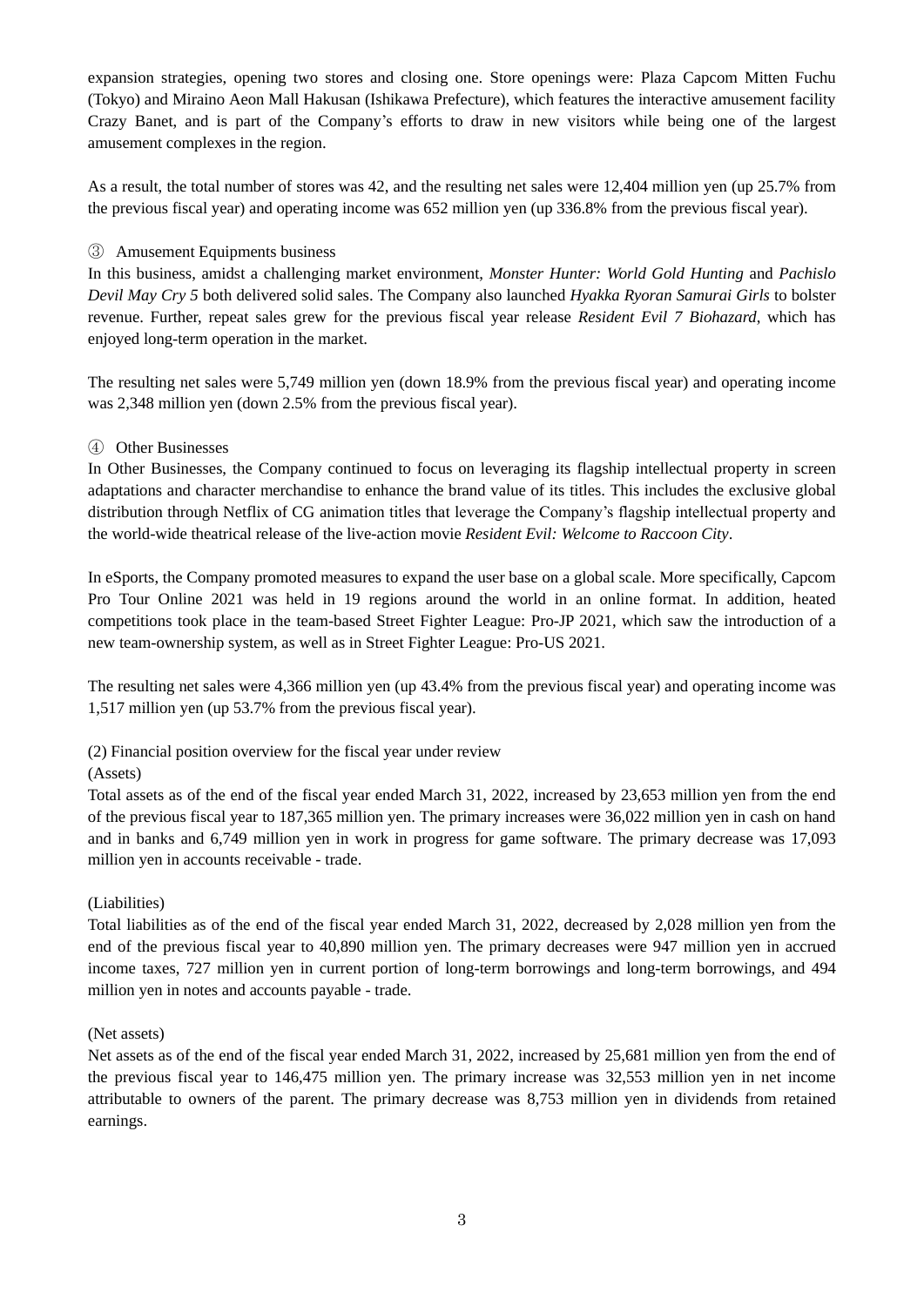expansion strategies, opening two stores and closing one. Store openings were: Plaza Capcom Mitten Fuchu (Tokyo) and Miraino Aeon Mall Hakusan (Ishikawa Prefecture), which features the interactive amusement facility Crazy Banet, and is part of the Company's efforts to draw in new visitors while being one of the largest amusement complexes in the region.

As a result, the total number of stores was 42, and the resulting net sales were 12,404 million yen (up 25.7% from the previous fiscal year) and operating income was 652 million yen (up 336.8% from the previous fiscal year).

③ Amusement Equipments business

In this business, amidst a challenging market environment, *Monster Hunter: World Gold Hunting* and *Pachislo Devil May Cry 5* both delivered solid sales. The Company also launched *Hyakka Ryoran Samurai Girls* to bolster revenue. Further, repeat sales grew for the previous fiscal year release *Resident Evil 7 Biohazard*, which has enjoyed long-term operation in the market.

The resulting net sales were 5,749 million yen (down 18.9% from the previous fiscal year) and operating income was 2,348 million yen (down 2.5% from the previous fiscal year).

④ Other Businesses

In Other Businesses, the Company continued to focus on leveraging its flagship intellectual property in screen adaptations and character merchandise to enhance the brand value of its titles. This includes the exclusive global distribution through Netflix of CG animation titles that leverage the Company's flagship intellectual property and the world-wide theatrical release of the live-action movie *Resident Evil: Welcome to Raccoon City*.

In eSports, the Company promoted measures to expand the user base on a global scale. More specifically, Capcom Pro Tour Online 2021 was held in 19 regions around the world in an online format. In addition, heated competitions took place in the team-based Street Fighter League: Pro-JP 2021, which saw the introduction of a new team-ownership system, as well as in Street Fighter League: Pro-US 2021.

The resulting net sales were 4,366 million yen (up 43.4% from the previous fiscal year) and operating income was 1,517 million yen (up 53.7% from the previous fiscal year).

(2) Financial position overview for the fiscal year under review

(Assets)

Total assets as of the end of the fiscal year ended March 31, 2022, increased by 23,653 million yen from the end of the previous fiscal year to 187,365 million yen. The primary increases were 36,022 million yen in cash on hand and in banks and 6,749 million yen in work in progress for game software. The primary decrease was 17,093 million yen in accounts receivable - trade.

(Liabilities)

Total liabilities as of the end of the fiscal year ended March 31, 2022, decreased by 2,028 million yen from the end of the previous fiscal year to 40,890 million yen. The primary decreases were 947 million yen in accrued income taxes, 727 million yen in current portion of long-term borrowings and long-term borrowings, and 494 million yen in notes and accounts payable - trade.

(Net assets)

Net assets as of the end of the fiscal year ended March 31, 2022, increased by 25,681 million yen from the end of the previous fiscal year to 146,475 million yen. The primary increase was 32,553 million yen in net income attributable to owners of the parent. The primary decrease was 8,753 million yen in dividends from retained earnings.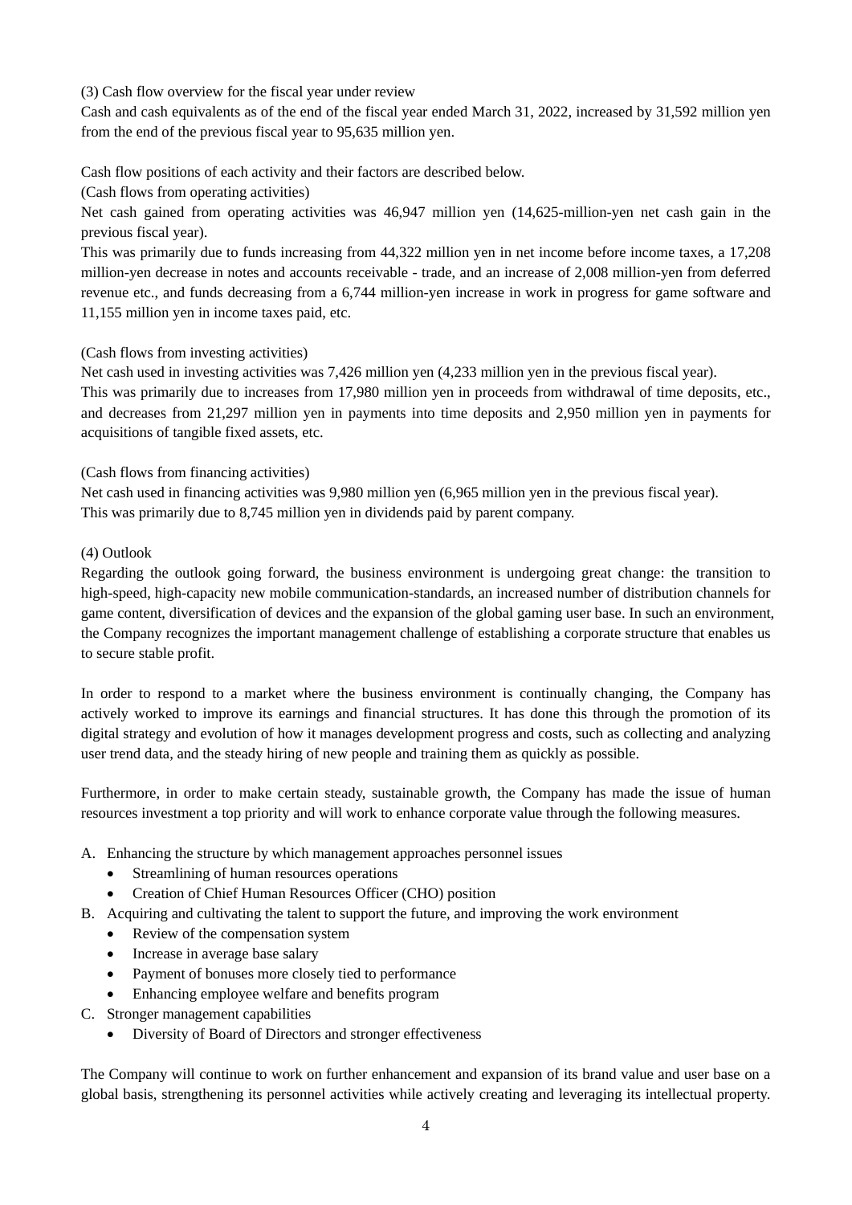(3) Cash flow overview for the fiscal year under review

Cash and cash equivalents as of the end of the fiscal year ended March 31, 2022, increased by 31,592 million yen from the end of the previous fiscal year to 95,635 million yen.

Cash flow positions of each activity and their factors are described below.

(Cash flows from operating activities)

Net cash gained from operating activities was 46,947 million yen (14,625-million-yen net cash gain in the previous fiscal year).

This was primarily due to funds increasing from 44,322 million yen in net income before income taxes, a 17,208 million-yen decrease in notes and accounts receivable - trade, and an increase of 2,008 million-yen from deferred revenue etc., and funds decreasing from a 6,744 million-yen increase in work in progress for game software and 11,155 million yen in income taxes paid, etc.

(Cash flows from investing activities)

Net cash used in investing activities was 7,426 million yen (4,233 million yen in the previous fiscal year).

This was primarily due to increases from 17,980 million yen in proceeds from withdrawal of time deposits, etc., and decreases from 21,297 million yen in payments into time deposits and 2,950 million yen in payments for acquisitions of tangible fixed assets, etc.

(Cash flows from financing activities)

Net cash used in financing activities was 9,980 million yen (6,965 million yen in the previous fiscal year).

This was primarily due to 8,745 million yen in dividends paid by parent company.

(4) Outlook

Regarding the outlook going forward, the business environment is undergoing great change: the transition to high-speed, high-capacity new mobile communication-standards, an increased number of distribution channels for game content, diversification of devices and the expansion of the global gaming user base. In such an environment, the Company recognizes the important management challenge of establishing a corporate structure that enables us to secure stable profit.

In order to respond to a market where the business environment is continually changing, the Company has actively worked to improve its earnings and financial structures. It has done this through the promotion of its digital strategy and evolution of how it manages development progress and costs, such as collecting and analyzing user trend data, and the steady hiring of new people and training them as quickly as possible.

Furthermore, in order to make certain steady, sustainable growth, the Company has made the issue of human resources investment a top priority and will work to enhance corporate value through the following measures.

A. Enhancing the structure by which management approaches personnel issues
   - Streamlining of human resources operations
   - Creation of Chief Human Resources Officer (CHO) position
B. Acquiring and cultivating the talent to support the future, and improving the work environment
   - Review of the compensation system
   - Increase in average base salary
   - Payment of bonuses more closely tied to performance
   - Enhancing employee welfare and benefits program
C. Stronger management capabilities
   - Diversity of Board of Directors and stronger effectiveness

The Company will continue to work on further enhancement and expansion of its brand value and user base on a global basis, strengthening its personnel activities while actively creating and leveraging its intellectual property.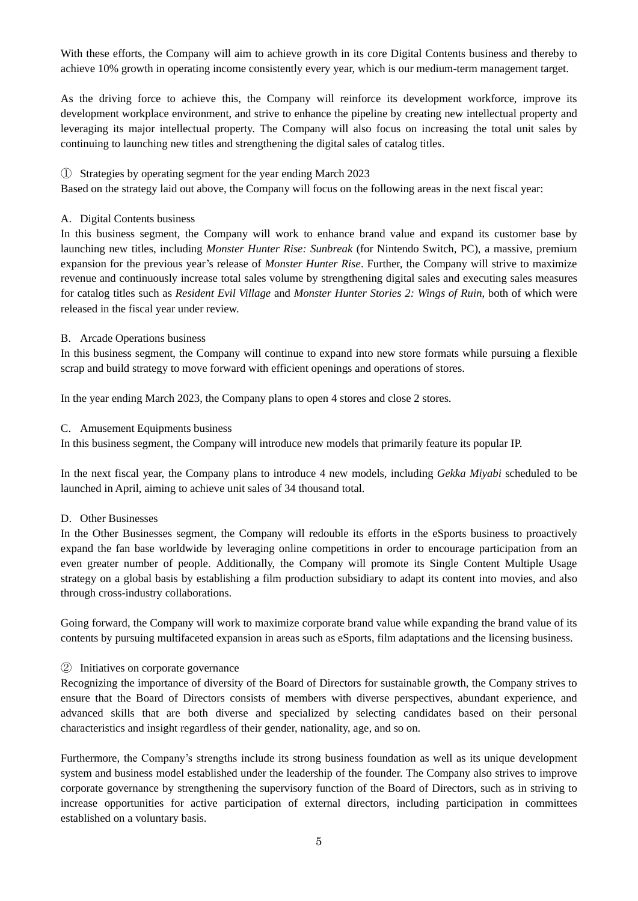With these efforts, the Company will aim to achieve growth in its core Digital Contents business and thereby to achieve 10% growth in operating income consistently every year, which is our medium-term management target.

As the driving force to achieve this, the Company will reinforce its development workforce, improve its development workplace environment, and strive to enhance the pipeline by creating new intellectual property and leveraging its major intellectual property. The Company will also focus on increasing the total unit sales by continuing to launching new titles and strengthening the digital sales of catalog titles.

① Strategies by operating segment for the year ending March 2023

Based on the strategy laid out above, the Company will focus on the following areas in the next fiscal year:

A. Digital Contents business

In this business segment, the Company will work to enhance brand value and expand its customer base by launching new titles, including *Monster Hunter Rise: Sunbreak* (for Nintendo Switch, PC), a massive, premium expansion for the previous year's release of *Monster Hunter Rise*. Further, the Company will strive to maximize revenue and continuously increase total sales volume by strengthening digital sales and executing sales measures for catalog titles such as *Resident Evil Village* and *Monster Hunter Stories 2: Wings of Ruin*, both of which were released in the fiscal year under review.

B. Arcade Operations business

In this business segment, the Company will continue to expand into new store formats while pursuing a flexible scrap and build strategy to move forward with efficient openings and operations of stores.

In the year ending March 2023, the Company plans to open 4 stores and close 2 stores.

C. Amusement Equipments business

In this business segment, the Company will introduce new models that primarily feature its popular IP.

In the next fiscal year, the Company plans to introduce 4 new models, including *Gekka Miyabi* scheduled to be launched in April, aiming to achieve unit sales of 34 thousand total.

D. Other Businesses

In the Other Businesses segment, the Company will redouble its efforts in the eSports business to proactively expand the fan base worldwide by leveraging online competitions in order to encourage participation from an even greater number of people. Additionally, the Company will promote its Single Content Multiple Usage strategy on a global basis by establishing a film production subsidiary to adapt its content into movies, and also through cross-industry collaborations.

Going forward, the Company will work to maximize corporate brand value while expanding the brand value of its contents by pursuing multifaceted expansion in areas such as eSports, film adaptations and the licensing business.

② Initiatives on corporate governance

Recognizing the importance of diversity of the Board of Directors for sustainable growth, the Company strives to ensure that the Board of Directors consists of members with diverse perspectives, abundant experience, and advanced skills that are both diverse and specialized by selecting candidates based on their personal characteristics and insight regardless of their gender, nationality, age, and so on.

Furthermore, the Company's strengths include its strong business foundation as well as its unique development system and business model established under the leadership of the founder. The Company also strives to improve corporate governance by strengthening the supervisory function of the Board of Directors, such as in striving to increase opportunities for active participation of external directors, including participation in committees established on a voluntary basis.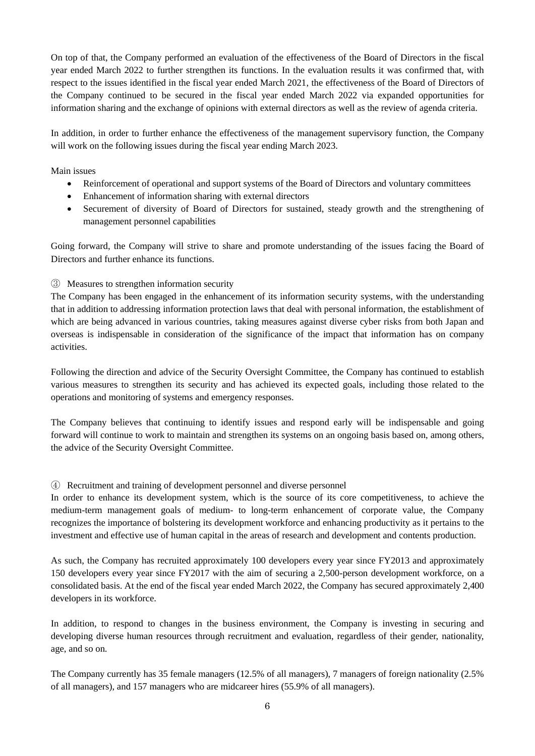On top of that, the Company performed an evaluation of the effectiveness of the Board of Directors in the fiscal year ended March 2022 to further strengthen its functions. In the evaluation results it was confirmed that, with respect to the issues identified in the fiscal year ended March 2021, the effectiveness of the Board of Directors of the Company continued to be secured in the fiscal year ended March 2022 via expanded opportunities for information sharing and the exchange of opinions with external directors as well as the review of agenda criteria.

In addition, in order to further enhance the effectiveness of the management supervisory function, the Company will work on the following issues during the fiscal year ending March 2023.

Main issues

- Reinforcement of operational and support systems of the Board of Directors and voluntary committees
- Enhancement of information sharing with external directors
- Securement of diversity of Board of Directors for sustained, steady growth and the strengthening of management personnel capabilities

Going forward, the Company will strive to share and promote understanding of the issues facing the Board of Directors and further enhance its functions.

③ Measures to strengthen information security

The Company has been engaged in the enhancement of its information security systems, with the understanding that in addition to addressing information protection laws that deal with personal information, the establishment of which are being advanced in various countries, taking measures against diverse cyber risks from both Japan and overseas is indispensable in consideration of the significance of the impact that information has on company activities.

Following the direction and advice of the Security Oversight Committee, the Company has continued to establish various measures to strengthen its security and has achieved its expected goals, including those related to the operations and monitoring of systems and emergency responses.

The Company believes that continuing to identify issues and respond early will be indispensable and going forward will continue to work to maintain and strengthen its systems on an ongoing basis based on, among others, the advice of the Security Oversight Committee.

④ Recruitment and training of development personnel and diverse personnel

In order to enhance its development system, which is the source of its core competitiveness, to achieve the medium-term management goals of medium- to long-term enhancement of corporate value, the Company recognizes the importance of bolstering its development workforce and enhancing productivity as it pertains to the investment and effective use of human capital in the areas of research and development and contents production.

As such, the Company has recruited approximately 100 developers every year since FY2013 and approximately 150 developers every year since FY2017 with the aim of securing a 2,500-person development workforce, on a consolidated basis. At the end of the fiscal year ended March 2022, the Company has secured approximately 2,400 developers in its workforce.

In addition, to respond to changes in the business environment, the Company is investing in securing and developing diverse human resources through recruitment and evaluation, regardless of their gender, nationality, age, and so on.

The Company currently has 35 female managers (12.5% of all managers), 7 managers of foreign nationality (2.5% of all managers), and 157 managers who are midcareer hires (55.9% of all managers).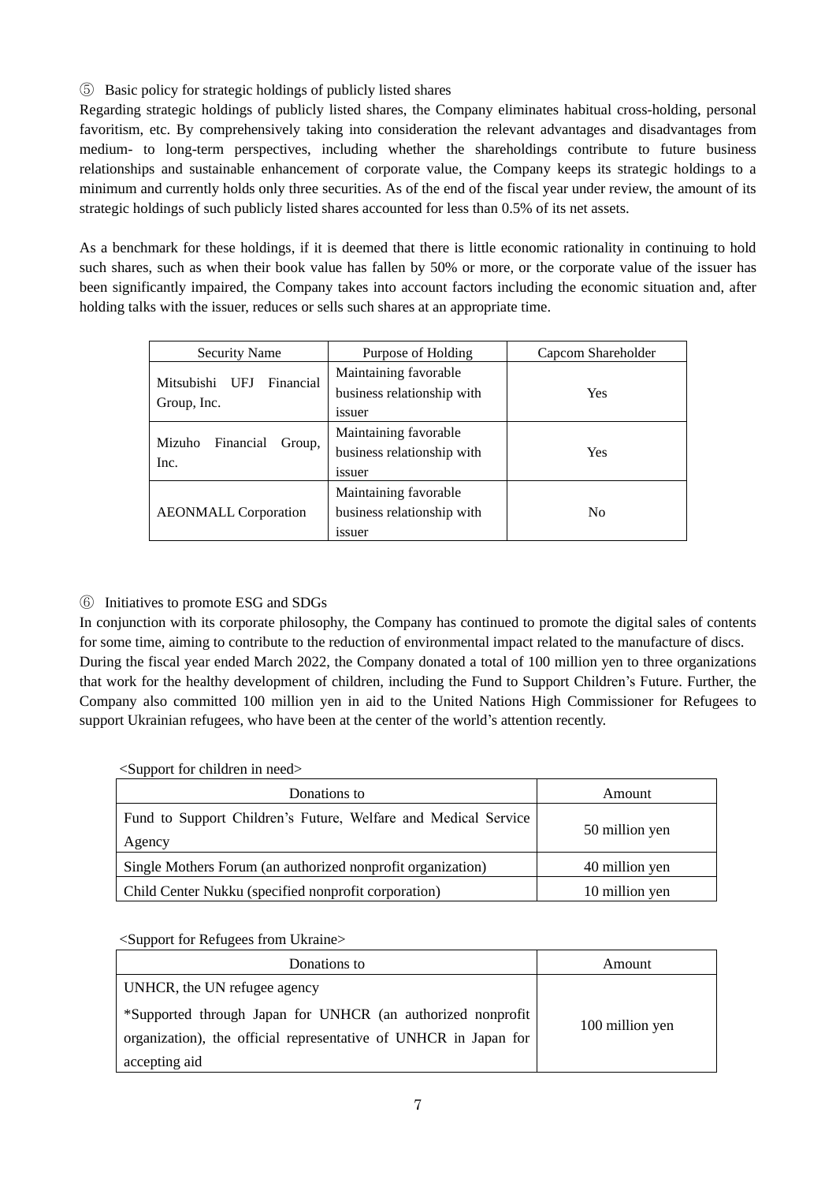### ⑤ Basic policy for strategic holdings of publicly listed shares

Regarding strategic holdings of publicly listed shares, the Company eliminates habitual cross-holding, personal favoritism, etc. By comprehensively taking into consideration the relevant advantages and disadvantages from medium- to long-term perspectives, including whether the shareholdings contribute to future business relationships and sustainable enhancement of corporate value, the Company keeps its strategic holdings to a minimum and currently holds only three securities. As of the end of the fiscal year under review, the amount of its strategic holdings of such publicly listed shares accounted for less than 0.5% of its net assets.

As a benchmark for these holdings, if it is deemed that there is little economic rationality in continuing to hold such shares, such as when their book value has fallen by 50% or more, or the corporate value of the issuer has been significantly impaired, the Company takes into account factors including the economic situation and, after holding talks with the issuer, reduces or sells such shares at an appropriate time.

| Security Name | Purpose of Holding | Capcom Shareholder |
|---|---|---|
| Mitsubishi UFJ Financial Group, Inc. | Maintaining favorable business relationship with issuer | Yes |
| Mizuho Financial Group, Inc. | Maintaining favorable business relationship with issuer | Yes |
| AEONMALL Corporation | Maintaining favorable business relationship with issuer | No |

### ⑥ Initiatives to promote ESG and SDGs

In conjunction with its corporate philosophy, the Company has continued to promote the digital sales of contents for some time, aiming to contribute to the reduction of environmental impact related to the manufacture of discs.
During the fiscal year ended March 2022, the Company donated a total of 100 million yen to three organizations that work for the healthy development of children, including the Fund to Support Children's Future. Further, the Company also committed 100 million yen in aid to the United Nations High Commissioner for Refugees to support Ukrainian refugees, who have been at the center of the world's attention recently.

<Support for children in need>

| Donations to | Amount |
|---|---|
| Fund to Support Children's Future, Welfare and Medical Service Agency | 50 million yen |
| Single Mothers Forum (an authorized nonprofit organization) | 40 million yen |
| Child Center Nukku (specified nonprofit corporation) | 10 million yen |

<Support for Refugees from Ukraine>

| Donations to | Amount |
|---|---|
| UNHCR, the UN refugee agency<br>*Supported through Japan for UNHCR (an authorized nonprofit organization), the official representative of UNHCR in Japan for accepting aid | 100 million yen |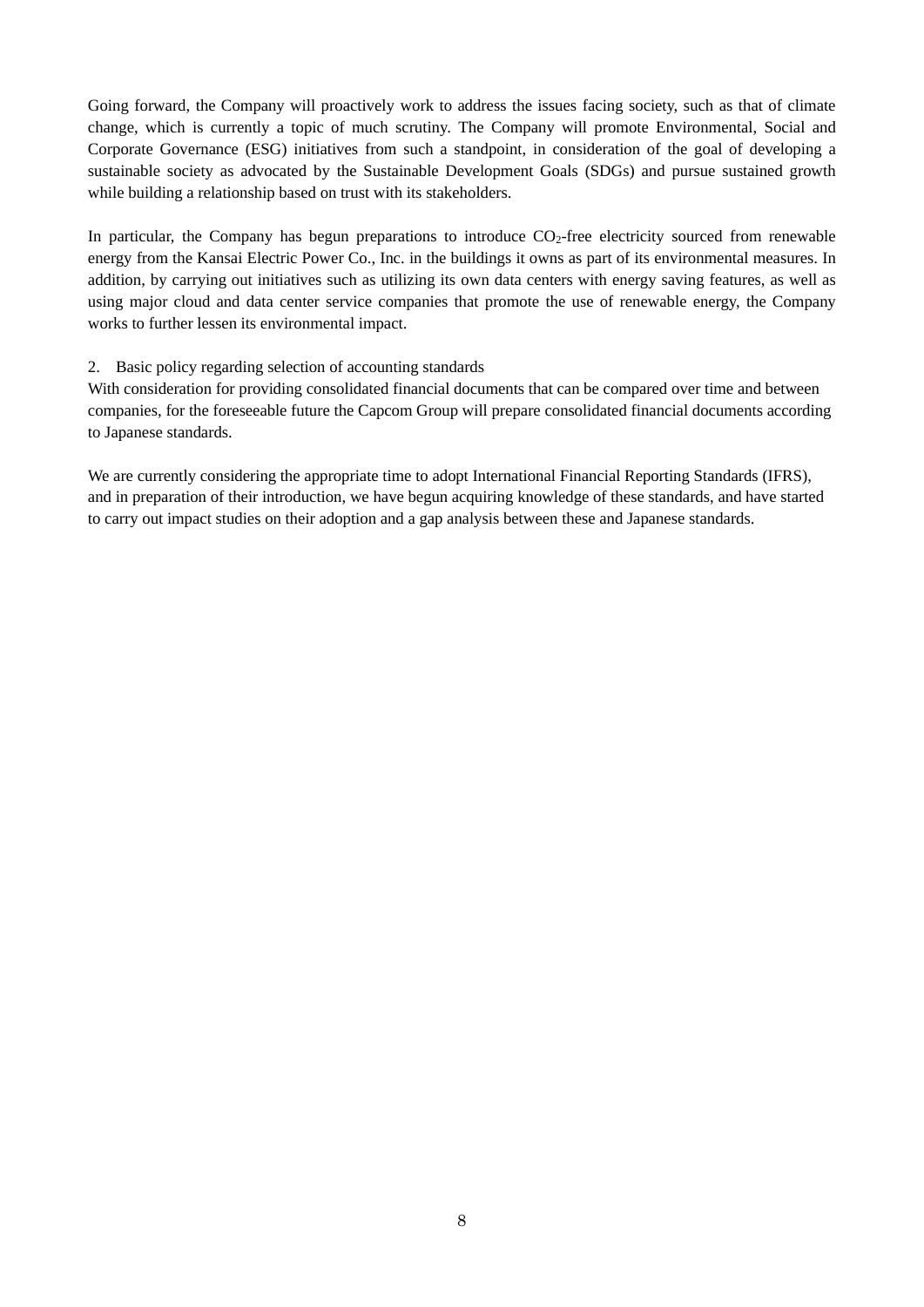Going forward, the Company will proactively work to address the issues facing society, such as that of climate change, which is currently a topic of much scrutiny. The Company will promote Environmental, Social and Corporate Governance (ESG) initiatives from such a standpoint, in consideration of the goal of developing a sustainable society as advocated by the Sustainable Development Goals (SDGs) and pursue sustained growth while building a relationship based on trust with its stakeholders.

In particular, the Company has begun preparations to introduce $CO_2$-free electricity sourced from renewable energy from the Kansai Electric Power Co., Inc. in the buildings it owns as part of its environmental measures. In addition, by carrying out initiatives such as utilizing its own data centers with energy saving features, as well as using major cloud and data center service companies that promote the use of renewable energy, the Company works to further lessen its environmental impact.

2. Basic policy regarding selection of accounting standards

With consideration for providing consolidated financial documents that can be compared over time and between companies, for the foreseeable future the Capcom Group will prepare consolidated financial documents according to Japanese standards.

We are currently considering the appropriate time to adopt International Financial Reporting Standards (IFRS), and in preparation of their introduction, we have begun acquiring knowledge of these standards, and have started to carry out impact studies on their adoption and a gap analysis between these and Japanese standards.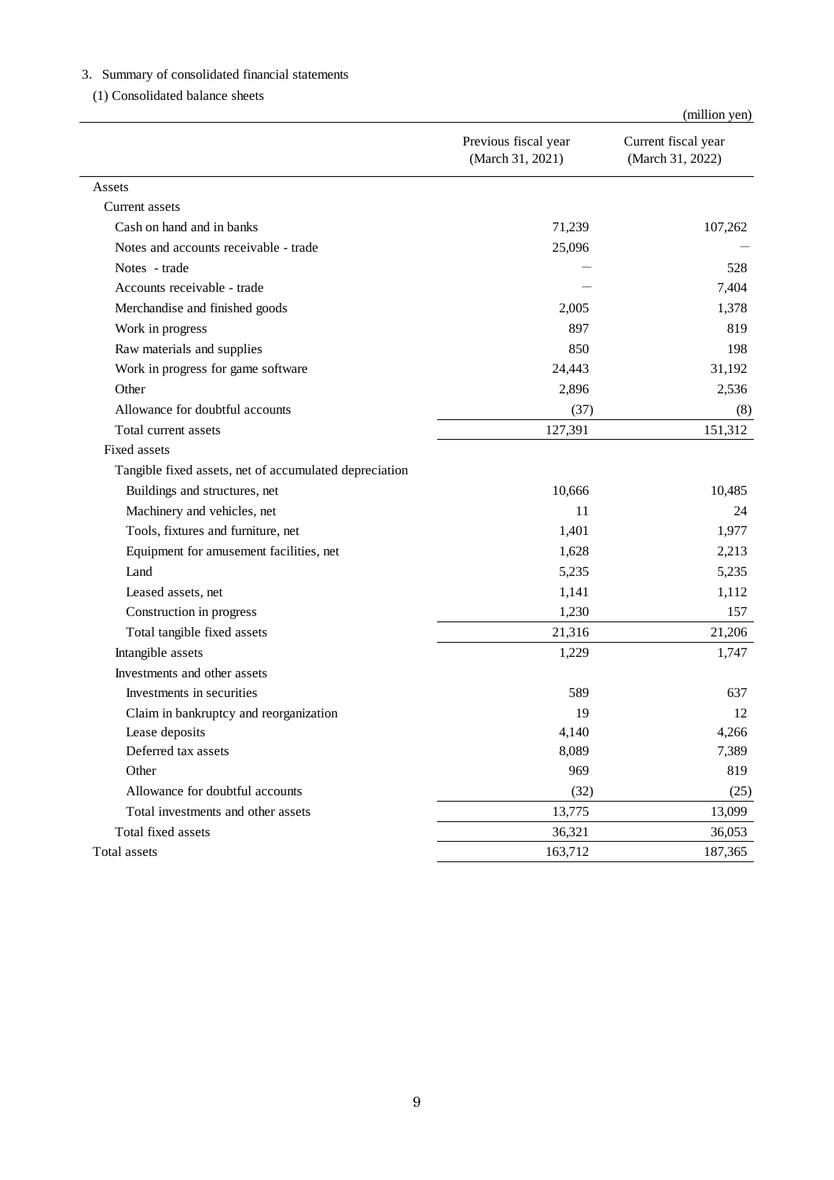3. Summary of consolidated financial statements

(1) Consolidated balance sheets

(million yen)

| | Previous fiscal year (March 31, 2021) | Current fiscal year (March 31, 2022) |
|---|---|---|
| Assets | | |
| Current assets | | |
| Cash on hand and in banks | 71,239 | 107,262 |
| Notes and accounts receivable - trade | 25,096 | — |
| Notes - trade | — | 528 |
| Accounts receivable - trade | — | 7,404 |
| Merchandise and finished goods | 2,005 | 1,378 |
| Work in progress | 897 | 819 |
| Raw materials and supplies | 850 | 198 |
| Work in progress for game software | 24,443 | 31,192 |
| Other | 2,896 | 2,536 |
| Allowance for doubtful accounts | (37) | (8) |
| Total current assets | 127,391 | 151,312 |
| Fixed assets | | |
| Tangible fixed assets, net of accumulated depreciation | | |
| Buildings and structures, net | 10,666 | 10,485 |
| Machinery and vehicles, net | 11 | 24 |
| Tools, fixtures and furniture, net | 1,401 | 1,977 |
| Equipment for amusement facilities, net | 1,628 | 2,213 |
| Land | 5,235 | 5,235 |
| Leased assets, net | 1,141 | 1,112 |
| Construction in progress | 1,230 | 157 |
| Total tangible fixed assets | 21,316 | 21,206 |
| Intangible assets | 1,229 | 1,747 |
| Investments and other assets | | |
| Investments in securities | 589 | 637 |
| Claim in bankruptcy and reorganization | 19 | 12 |
| Lease deposits | 4,140 | 4,266 |
| Deferred tax assets | 8,089 | 7,389 |
| Other | 969 | 819 |
| Allowance for doubtful accounts | (32) | (25) |
| Total investments and other assets | 13,775 | 13,099 |
| Total fixed assets | 36,321 | 36,053 |
| Total assets | 163,712 | 187,365 |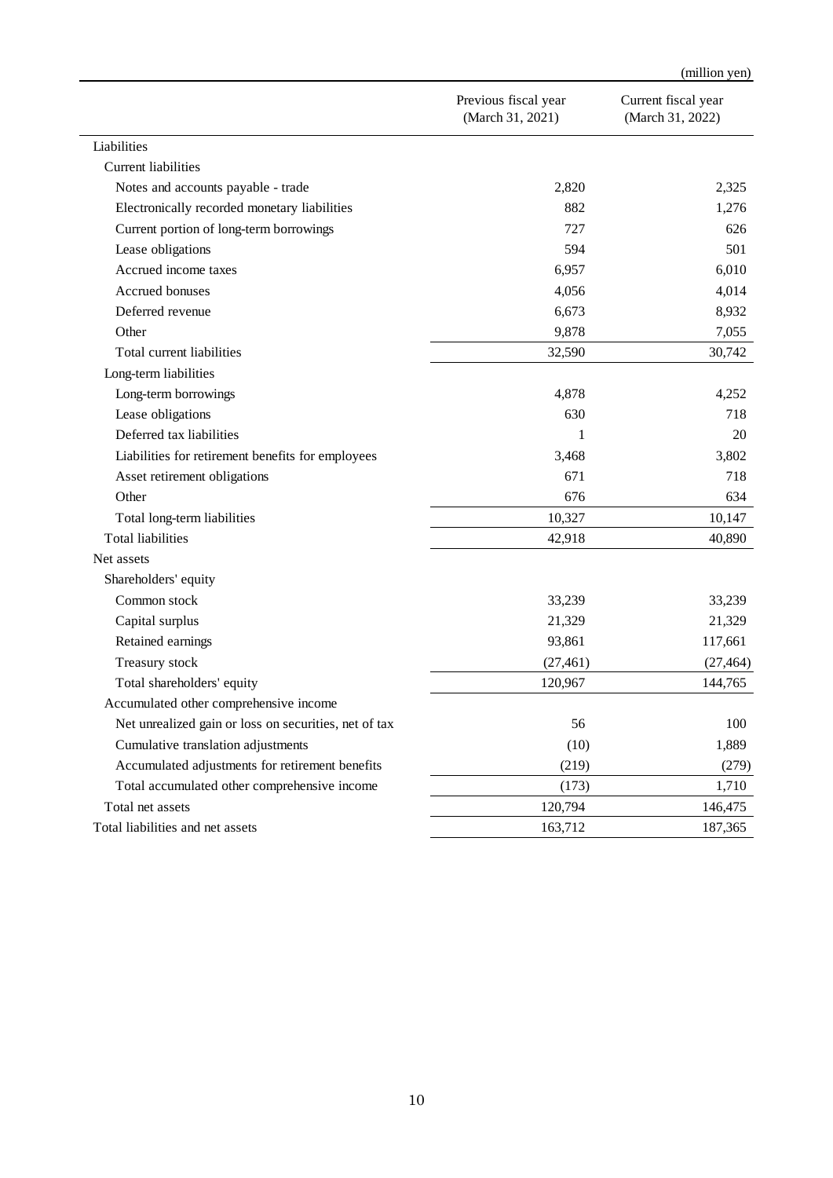(million yen)

| | Previous fiscal year (March 31, 2021) | Current fiscal year (March 31, 2022) |
|---|---|---|
| Liabilities | | |
| Current liabilities | | |
| Notes and accounts payable - trade | 2,820 | 2,325 |
| Electronically recorded monetary liabilities | 882 | 1,276 |
| Current portion of long-term borrowings | 727 | 626 |
| Lease obligations | 594 | 501 |
| Accrued income taxes | 6,957 | 6,010 |
| Accrued bonuses | 4,056 | 4,014 |
| Deferred revenue | 6,673 | 8,932 |
| Other | 9,878 | 7,055 |
| Total current liabilities | 32,590 | 30,742 |
| Long-term liabilities | | |
| Long-term borrowings | 4,878 | 4,252 |
| Lease obligations | 630 | 718 |
| Deferred tax liabilities | 1 | 20 |
| Liabilities for retirement benefits for employees | 3,468 | 3,802 |
| Asset retirement obligations | 671 | 718 |
| Other | 676 | 634 |
| Total long-term liabilities | 10,327 | 10,147 |
| Total liabilities | 42,918 | 40,890 |
| Net assets | | |
| Shareholders' equity | | |
| Common stock | 33,239 | 33,239 |
| Capital surplus | 21,329 | 21,329 |
| Retained earnings | 93,861 | 117,661 |
| Treasury stock | (27,461) | (27,464) |
| Total shareholders' equity | 120,967 | 144,765 |
| Accumulated other comprehensive income | | |
| Net unrealized gain or loss on securities, net of tax | 56 | 100 |
| Cumulative translation adjustments | (10) | 1,889 |
| Accumulated adjustments for retirement benefits | (219) | (279) |
| Total accumulated other comprehensive income | (173) | 1,710 |
| Total net assets | 120,794 | 146,475 |
| Total liabilities and net assets | 163,712 | 187,365 |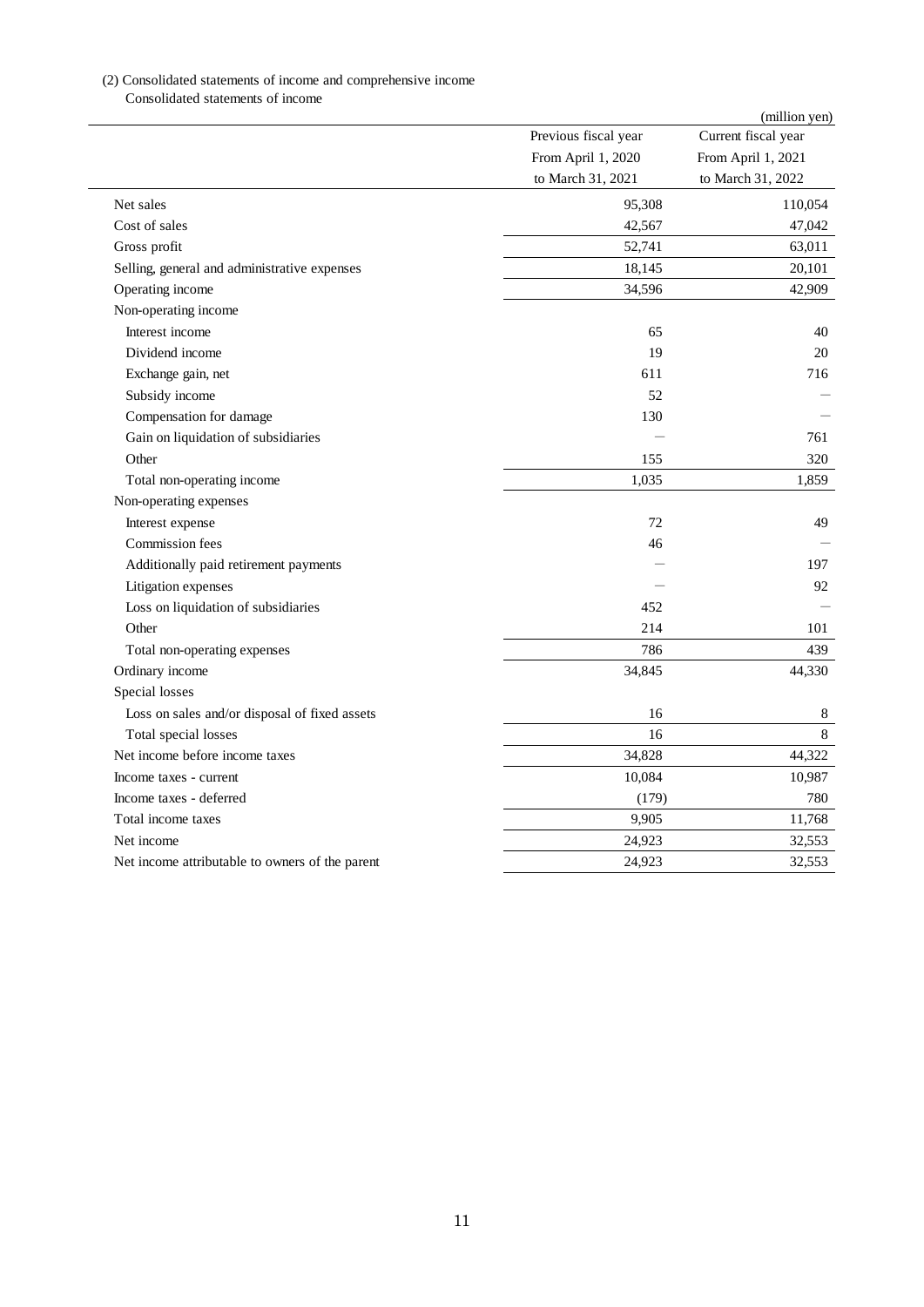(2) Consolidated statements of income and comprehensive income

Consolidated statements of income

(million yen)

| | Previous fiscal year From April 1, 2020 to March 31, 2021 | Current fiscal year From April 1, 2021 to March 31, 2022 |
|---|---|---|
| Net sales | 95,308 | 110,054 |
| Cost of sales | 42,567 | 47,042 |
| Gross profit | 52,741 | 63,011 |
| Selling, general and administrative expenses | 18,145 | 20,101 |
| Operating income | 34,596 | 42,909 |
| Non-operating income | | |
| Interest income | 65 | 40 |
| Dividend income | 19 | 20 |
| Exchange gain, net | 611 | 716 |
| Subsidy income | 52 | ― |
| Compensation for damage | 130 | ― |
| Gain on liquidation of subsidiaries | ― | 761 |
| Other | 155 | 320 |
| Total non-operating income | 1,035 | 1,859 |
| Non-operating expenses | | |
| Interest expense | 72 | 49 |
| Commission fees | 46 | ― |
| Additionally paid retirement payments | ― | 197 |
| Litigation expenses | ― | 92 |
| Loss on liquidation of subsidiaries | 452 | ― |
| Other | 214 | 101 |
| Total non-operating expenses | 786 | 439 |
| Ordinary income | 34,845 | 44,330 |
| Special losses | | |
| Loss on sales and/or disposal of fixed assets | 16 | 8 |
| Total special losses | 16 | 8 |
| Net income before income taxes | 34,828 | 44,322 |
| Income taxes - current | 10,084 | 10,987 |
| Income taxes - deferred | (179) | 780 |
| Total income taxes | 9,905 | 11,768 |
| Net income | 24,923 | 32,553 |
| Net income attributable to owners of the parent | 24,923 | 32,553 |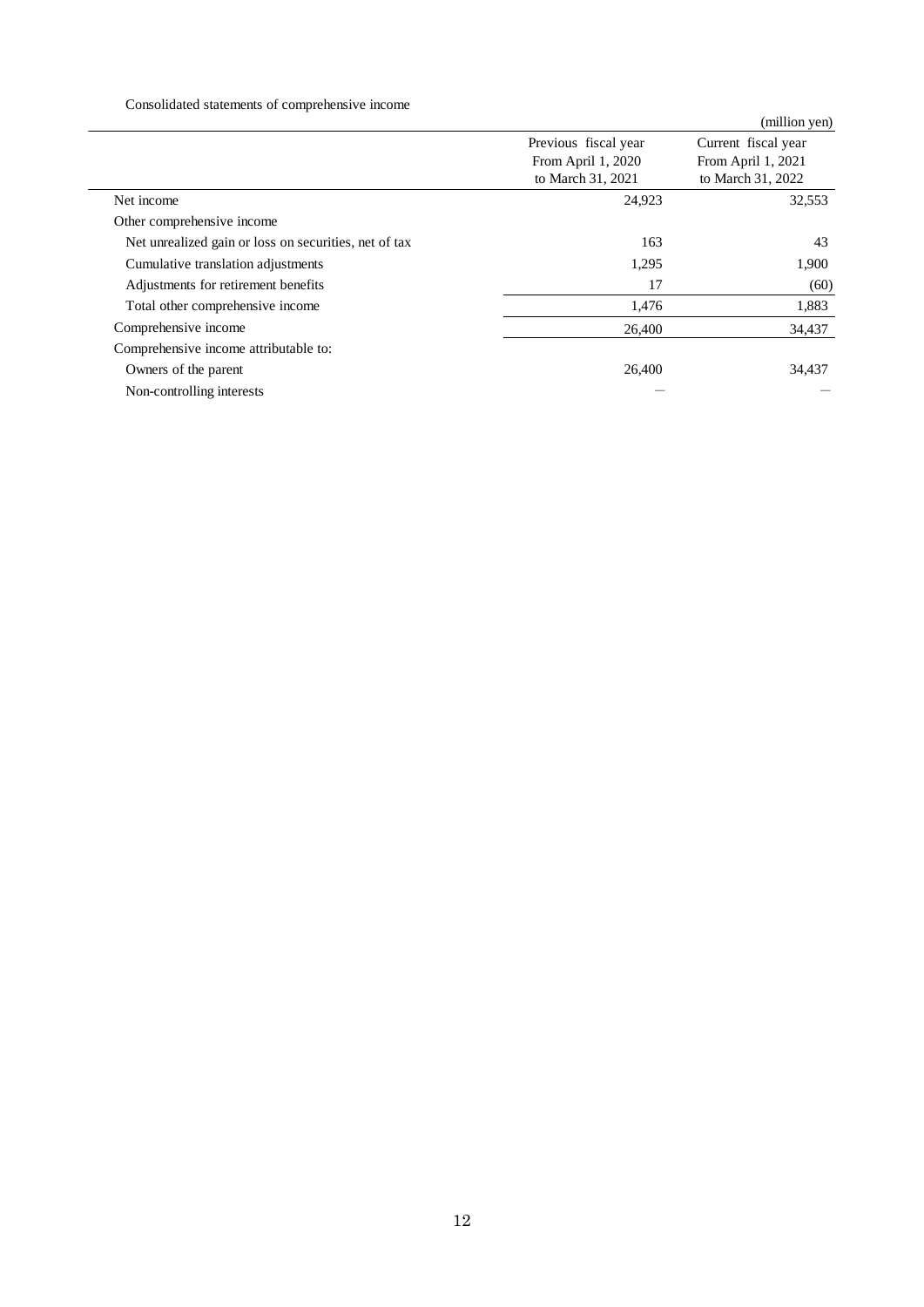Consolidated statements of comprehensive income

(million yen)

| | Previous fiscal year From April 1, 2020 to March 31, 2021 | Current fiscal year From April 1, 2021 to March 31, 2022 |
|---|---|---|
| Net income | 24,923 | 32,553 |
| Other comprehensive income | | |
| Net unrealized gain or loss on securities, net of tax | 163 | 43 |
| Cumulative translation adjustments | 1,295 | 1,900 |
| Adjustments for retirement benefits | 17 | (60) |
| Total other comprehensive income | 1,476 | 1,883 |
| Comprehensive income | 26,400 | 34,437 |
| Comprehensive income attributable to: | | |
| Owners of the parent | 26,400 | 34,437 |
| Non-controlling interests | — | — |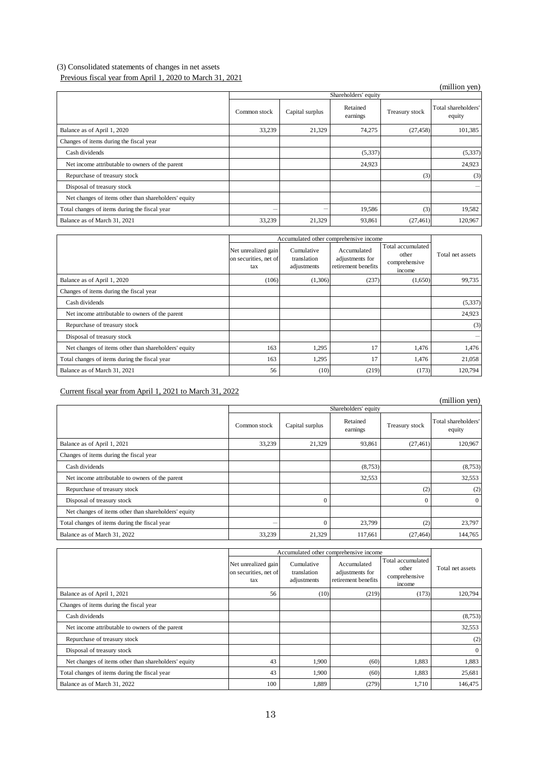(3) Consolidated statements of changes in net assets

Previous fiscal year from April 1, 2020 to March 31, 2021

(million yen)

| | Shareholders' equity | | | | |
|---|---|---|---|---|---|
| | Common stock | Capital surplus | Retained earnings | Treasury stock | Total shareholders' equity |
| Balance as of April 1, 2020 | 33,239 | 21,329 | 74,275 | (27,458) | 101,385 |
| Changes of items during the fiscal year | | | | | |
| Cash dividends | | | (5,337) | | (5,337) |
| Net income attributable to owners of the parent | | | 24,923 | | 24,923 |
| Repurchase of treasury stock | | | | (3) | (3) |
| Disposal of treasury stock | | | | | — |
| Net changes of items other than shareholders' equity | | | | | |
| Total changes of items during the fiscal year | — | — | 19,586 | (3) | 19,582 |
| Balance as of March 31, 2021 | 33,239 | 21,329 | 93,861 | (27,461) | 120,967 |

| | Accumulated other comprehensive income | | | | |
|---|---|---|---|---|---|
| | Net unrealized gain on securities, net of tax | Cumulative translation adjustments | Accumulated adjustments for retirement benefits | Total accumulated other comprehensive income | Total net assets |
| Balance as of April 1, 2020 | (106) | (1,306) | (237) | (1,650) | 99,735 |
| Changes of items during the fiscal year | | | | | |
| Cash dividends | | | | | (5,337) |
| Net income attributable to owners of the parent | | | | | 24,923 |
| Repurchase of treasury stock | | | | | (3) |
| Disposal of treasury stock | | | | | — |
| Net changes of items other than shareholders' equity | 163 | 1,295 | 17 | 1,476 | 1,476 |
| Total changes of items during the fiscal year | 163 | 1,295 | 17 | 1,476 | 21,058 |
| Balance as of March 31, 2021 | 56 | (10) | (219) | (173) | 120,794 |

Current fiscal year from April 1, 2021 to March 31, 2022

(million yen)

| | Shareholders' equity | | | | |
|---|---|---|---|---|---|
| | Common stock | Capital surplus | Retained earnings | Treasury stock | Total shareholders' equity |
| Balance as of April 1, 2021 | 33,239 | 21,329 | 93,861 | (27,461) | 120,967 |
| Changes of items during the fiscal year | | | | | |
| Cash dividends | | | (8,753) | | (8,753) |
| Net income attributable to owners of the parent | | | 32,553 | | 32,553 |
| Repurchase of treasury stock | | | | (2) | (2) |
| Disposal of treasury stock | | 0 | | 0 | 0 |
| Net changes of items other than shareholders' equity | | | | | |
| Total changes of items during the fiscal year | — | 0 | 23,799 | (2) | 23,797 |
| Balance as of March 31, 2022 | 33,239 | 21,329 | 117,661 | (27,464) | 144,765 |

| | Accumulated other comprehensive income | | | | |
|---|---|---|---|---|---|
| | Net unrealized gain on securities, net of tax | Cumulative translation adjustments | Accumulated adjustments for retirement benefits | Total accumulated other comprehensive income | Total net assets |
| Balance as of April 1, 2021 | 56 | (10) | (219) | (173) | 120,794 |
| Changes of items during the fiscal year | | | | | |
| Cash dividends | | | | | (8,753) |
| Net income attributable to owners of the parent | | | | | 32,553 |
| Repurchase of treasury stock | | | | | (2) |
| Disposal of treasury stock | | | | | 0 |
| Net changes of items other than shareholders' equity | 43 | 1,900 | (60) | 1,883 | 1,883 |
| Total changes of items during the fiscal year | 43 | 1,900 | (60) | 1,883 | 25,681 |
| Balance as of March 31, 2022 | 100 | 1,889 | (279) | 1,710 | 146,475 |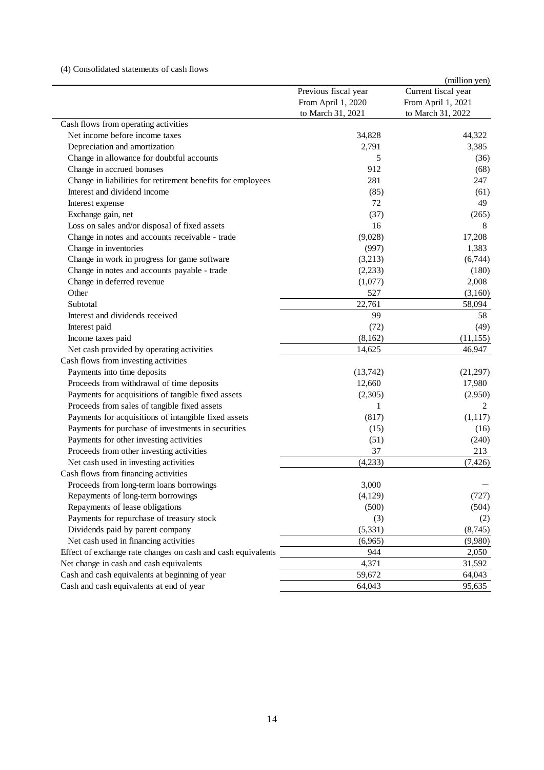(4) Consolidated statements of cash flows

(million yen)

| | Previous fiscal year<br>From April 1, 2020<br>to March 31, 2021 | Current fiscal year<br>From April 1, 2021<br>to March 31, 2022 |
|---|---|---|
| Cash flows from operating activities | | |
| Net income before income taxes | 34,828 | 44,322 |
| Depreciation and amortization | 2,791 | 3,385 |
| Change in allowance for doubtful accounts | 5 | (36) |
| Change in accrued bonuses | 912 | (68) |
| Change in liabilities for retirement benefits for employees | 281 | 247 |
| Interest and dividend income | (85) | (61) |
| Interest expense | 72 | 49 |
| Exchange gain, net | (37) | (265) |
| Loss on sales and/or disposal of fixed assets | 16 | 8 |
| Change in notes and accounts receivable - trade | (9,028) | 17,208 |
| Change in inventories | (997) | 1,383 |
| Change in work in progress for game software | (3,213) | (6,744) |
| Change in notes and accounts payable - trade | (2,233) | (180) |
| Change in deferred revenue | (1,077) | 2,008 |
| Other | 527 | (3,160) |
| Subtotal | 22,761 | 58,094 |
| Interest and dividends received | 99 | 58 |
| Interest paid | (72) | (49) |
| Income taxes paid | (8,162) | (11,155) |
| Net cash provided by operating activities | 14,625 | 46,947 |
| Cash flows from investing activities | | |
| Payments into time deposits | (13,742) | (21,297) |
| Proceeds from withdrawal of time deposits | 12,660 | 17,980 |
| Payments for acquisitions of tangible fixed assets | (2,305) | (2,950) |
| Proceeds from sales of tangible fixed assets | 1 | 2 |
| Payments for acquisitions of intangible fixed assets | (817) | (1,117) |
| Payments for purchase of investments in securities | (15) | (16) |
| Payments for other investing activities | (51) | (240) |
| Proceeds from other investing activities | 37 | 213 |
| Net cash used in investing activities | (4,233) | (7,426) |
| Cash flows from financing activities | | |
| Proceeds from long-term loans borrowings | 3,000 | — |
| Repayments of long-term borrowings | (4,129) | (727) |
| Repayments of lease obligations | (500) | (504) |
| Payments for repurchase of treasury stock | (3) | (2) |
| Dividends paid by parent company | (5,331) | (8,745) |
| Net cash used in financing activities | (6,965) | (9,980) |
| Effect of exchange rate changes on cash and cash equivalents | 944 | 2,050 |
| Net change in cash and cash equivalents | 4,371 | 31,592 |
| Cash and cash equivalents at beginning of year | 59,672 | 64,043 |
| Cash and cash equivalents at end of year | 64,043 | 95,635 |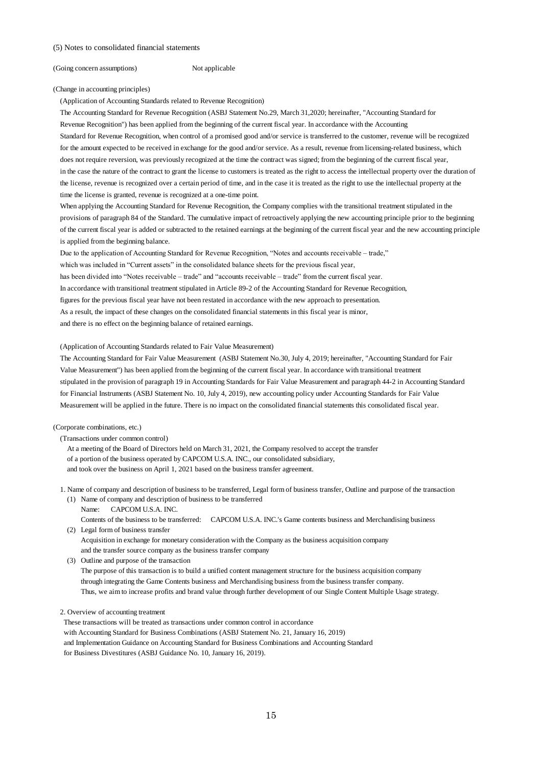## (5) Notes to consolidated financial statements

(Going concern assumptions) Not applicable

(Change in accounting principles)

(Application of Accounting Standards related to Revenue Recognition)

The Accounting Standard for Revenue Recognition (ASBJ Statement No.29, March 31,2020; hereinafter, "Accounting Standard for Revenue Recognition") has been applied from the beginning of the current fiscal year. In accordance with the Accounting Standard for Revenue Recognition, when control of a promised good and/or service is transferred to the customer, revenue will be recognized for the amount expected to be received in exchange for the good and/or service. As a result, revenue from licensing-related business, which does not require reversion, was previously recognized at the time the contract was signed; from the beginning of the current fiscal year, in the case the nature of the contract to grant the license to customers is treated as the right to access the intellectual property over the duration of the license, revenue is recognized over a certain period of time, and in the case it is treated as the right to use the intellectual property at the time the license is granted, revenue is recognized at a one-time point.

When applying the Accounting Standard for Revenue Recognition, the Company complies with the transitional treatment stipulated in the provisions of paragraph 84 of the Standard. The cumulative impact of retroactively applying the new accounting principle prior to the beginning of the current fiscal year is added or subtracted to the retained earnings at the beginning of the current fiscal year and the new accounting principle is applied from the beginning balance.

Due to the application of Accounting Standard for Revenue Recognition, "Notes and accounts receivable – trade," which was included in "Current assets" in the consolidated balance sheets for the previous fiscal year, has been divided into "Notes receivable – trade" and "accounts receivable – trade" from the current fiscal year. In accordance with transitional treatment stipulated in Article 89-2 of the Accounting Standard for Revenue Recognition, figures for the previous fiscal year have not been restated in accordance with the new approach to presentation. As a result, the impact of these changes on the consolidated financial statements in this fiscal year is minor, and there is no effect on the beginning balance of retained earnings.

(Application of Accounting Standards related to Fair Value Measurement)

The Accounting Standard for Fair Value Measurement (ASBJ Statement No.30, July 4, 2019; hereinafter, "Accounting Standard for Fair Value Measurement") has been applied from the beginning of the current fiscal year. In accordance with transitional treatment stipulated in the provision of paragraph 19 in Accounting Standards for Fair Value Measurement and paragraph 44-2 in Accounting Standard for Financial Instruments (ASBJ Statement No. 10, July 4, 2019), new accounting policy under Accounting Standards for Fair Value Measurement will be applied in the future. There is no impact on the consolidated financial statements this consolidated fiscal year.

(Corporate combinations, etc.)

(Transactions under common control)

At a meeting of the Board of Directors held on March 31, 2021, the Company resolved to accept the transfer of a portion of the business operated by CAPCOM U.S.A. INC., our consolidated subsidiary, and took over the business on April 1, 2021 based on the business transfer agreement.

1. Name of company and description of business to be transferred, Legal form of business transfer, Outline and purpose of the transaction
   (1) Name of company and description of business to be transferred
       Name: CAPCOM U.S.A. INC.
       Contents of the business to be transferred: CAPCOM U.S.A. INC.'s Game contents business and Merchandising business
   (2) Legal form of business transfer
       Acquisition in exchange for monetary consideration with the Company as the business acquisition company and the transfer source company as the business transfer company
   (3) Outline and purpose of the transaction
       The purpose of this transaction is to build a unified content management structure for the business acquisition company through integrating the Game Contents business and Merchandising business from the business transfer company. Thus, we aim to increase profits and brand value through further development of our Single Content Multiple Usage strategy.

2. Overview of accounting treatment

   These transactions will be treated as transactions under common control in accordance with Accounting Standard for Business Combinations (ASBJ Statement No. 21, January 16, 2019) and Implementation Guidance on Accounting Standard for Business Combinations and Accounting Standard for Business Divestitures (ASBJ Guidance No. 10, January 16, 2019).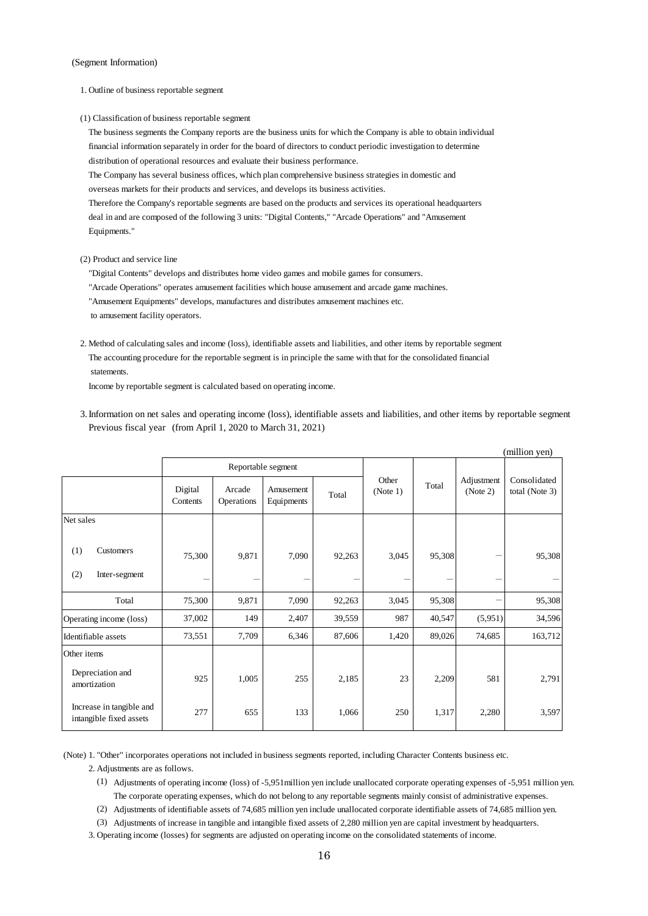(Segment Information)

1. Outline of business reportable segment

(1) Classification of business reportable segment

The business segments the Company reports are the business units for which the Company is able to obtain individual financial information separately in order for the board of directors to conduct periodic investigation to determine distribution of operational resources and evaluate their business performance.

The Company has several business offices, which plan comprehensive business strategies in domestic and overseas markets for their products and services, and develops its business activities.

Therefore the Company's reportable segments are based on the products and services its operational headquarters deal in and are composed of the following 3 units: "Digital Contents," "Arcade Operations" and "Amusement Equipments."

(2) Product and service line

"Digital Contents" develops and distributes home video games and mobile games for consumers.

"Arcade Operations" operates amusement facilities which house amusement and arcade game machines.

"Amusement Equipments" develops, manufactures and distributes amusement machines etc. to amusement facility operators.

2. Method of calculating sales and income (loss), identifiable assets and liabilities, and other items by reportable segment

The accounting procedure for the reportable segment is in principle the same with that for the consolidated financial statements.

Income by reportable segment is calculated based on operating income.

3. Information on net sales and operating income (loss), identifiable assets and liabilities, and other items by reportable segment

Previous fiscal year (from April 1, 2020 to March 31, 2021)

(million yen)

| | Reportable segment | | | | Other (Note 1) | Total | Adjustment (Note 2) | Consolidated total (Note 3) |
|---|---|---|---|---|---|---|---|---|
| | Digital Contents | Arcade Operations | Amusement Equipments | Total | | | | |
| Net sales | | | | | | | | |
| (1) Customers | 75,300 | 9,871 | 7,090 | 92,263 | 3,045 | 95,308 | ― | 95,308 |
| (2) Inter-segment | ― | ― | ― | ― | ― | ― | ― | ― |
| Total | 75,300 | 9,871 | 7,090 | 92,263 | 3,045 | 95,308 | ― | 95,308 |
| Operating income (loss) | 37,002 | 149 | 2,407 | 39,559 | 987 | 40,547 | (5,951) | 34,596 |
| Identifiable assets | 73,551 | 7,709 | 6,346 | 87,606 | 1,420 | 89,026 | 74,685 | 163,712 |
| Other items | | | | | | | | |
| Depreciation and amortization | 925 | 1,005 | 255 | 2,185 | 23 | 2,209 | 581 | 2,791 |
| Increase in tangible and intangible fixed assets | 277 | 655 | 133 | 1,066 | 250 | 1,317 | 2,280 | 3,597 |

(Note) 1. "Other" incorporates operations not included in business segments reported, including Character Contents business etc.

2. Adjustments are as follows.

(1) Adjustments of operating income (loss) of -5,951million yen include unallocated corporate operating expenses of -5,951 million yen. The corporate operating expenses, which do not belong to any reportable segments mainly consist of administrative expenses.

(2) Adjustments of identifiable assets of 74,685 million yen include unallocated corporate identifiable assets of 74,685 million yen.

(3) Adjustments of increase in tangible and intangible fixed assets of 2,280 million yen are capital investment by headquarters.

3. Operating income (losses) for segments are adjusted on operating income on the consolidated statements of income.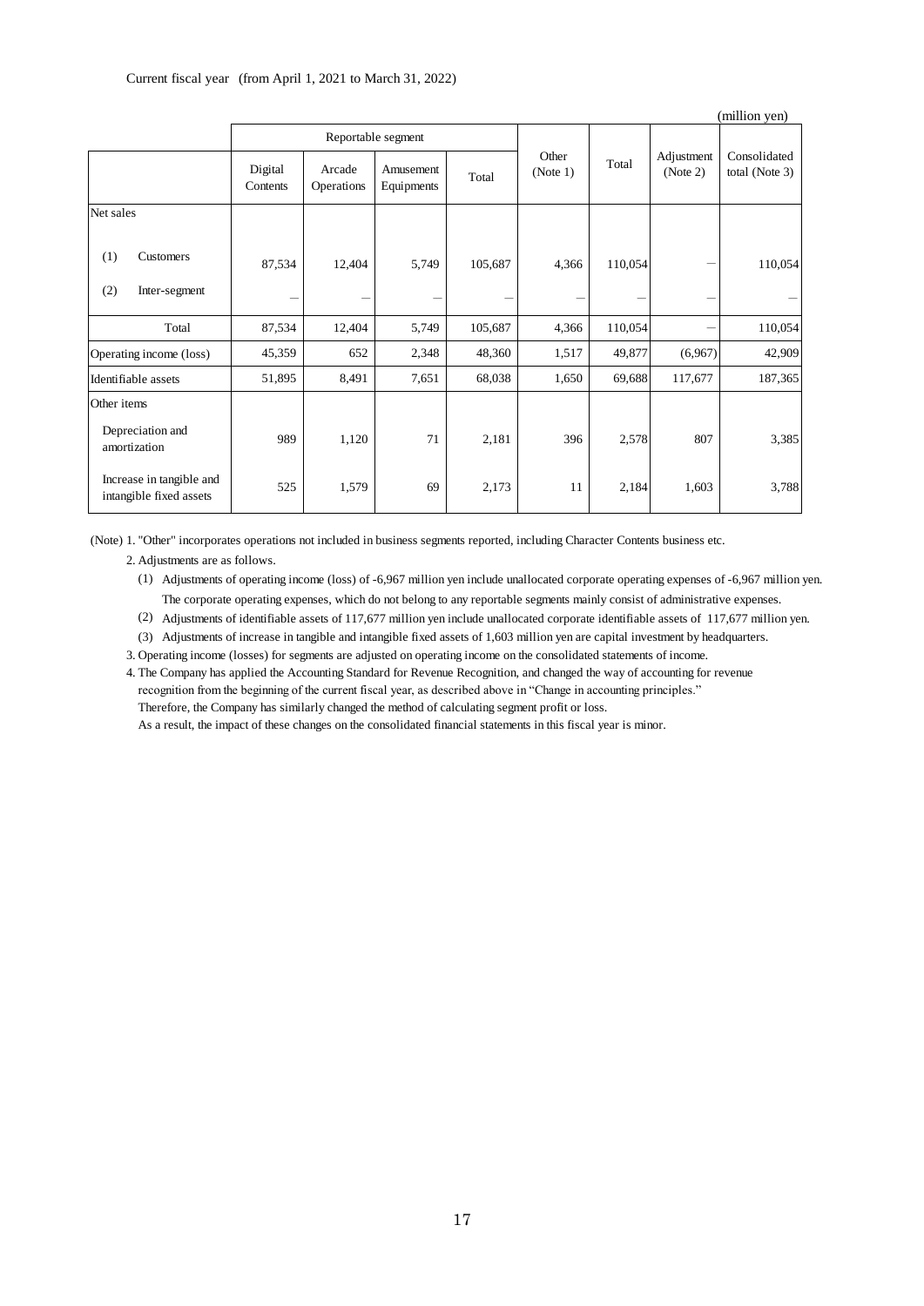Current fiscal year (from April 1, 2021 to March 31, 2022)

(million yen)

| | Reportable segment | | | | Other (Note 1) | Total | Adjustment (Note 2) | Consolidated total (Note 3) |
|---|---|---|---|---|---|---|---|---|
| | Digital Contents | Arcade Operations | Amusement Equipments | Total | | | | |
| Net sales | | | | | | | | |
| (1) Customers | 87,534 | 12,404 | 5,749 | 105,687 | 4,366 | 110,054 | — | 110,054 |
| (2) Inter-segment | — | — | — | — | — | — | — | — |
| Total | 87,534 | 12,404 | 5,749 | 105,687 | 4,366 | 110,054 | — | 110,054 |
| Operating income (loss) | 45,359 | 652 | 2,348 | 48,360 | 1,517 | 49,877 | (6,967) | 42,909 |
| Identifiable assets | 51,895 | 8,491 | 7,651 | 68,038 | 1,650 | 69,688 | 117,677 | 187,365 |
| Other items | | | | | | | | |
| Depreciation and amortization | 989 | 1,120 | 71 | 2,181 | 396 | 2,578 | 807 | 3,385 |
| Increase in tangible and intangible fixed assets | 525 | 1,579 | 69 | 2,173 | 11 | 2,184 | 1,603 | 3,788 |

(Note) 1. "Other" incorporates operations not included in business segments reported, including Character Contents business etc.

2. Adjustments are as follows.

(1) Adjustments of operating income (loss) of -6,967 million yen include unallocated corporate operating expenses of -6,967 million yen. The corporate operating expenses, which do not belong to any reportable segments mainly consist of administrative expenses.

(2) Adjustments of identifiable assets of 117,677 million yen include unallocated corporate identifiable assets of 117,677 million yen.

(3) Adjustments of increase in tangible and intangible fixed assets of 1,603 million yen are capital investment by headquarters.

3. Operating income (losses) for segments are adjusted on operating income on the consolidated statements of income.

4. The Company has applied the Accounting Standard for Revenue Recognition, and changed the way of accounting for revenue recognition from the beginning of the current fiscal year, as described above in "Change in accounting principles." Therefore, the Company has similarly changed the method of calculating segment profit or loss. As a result, the impact of these changes on the consolidated financial statements in this fiscal year is minor.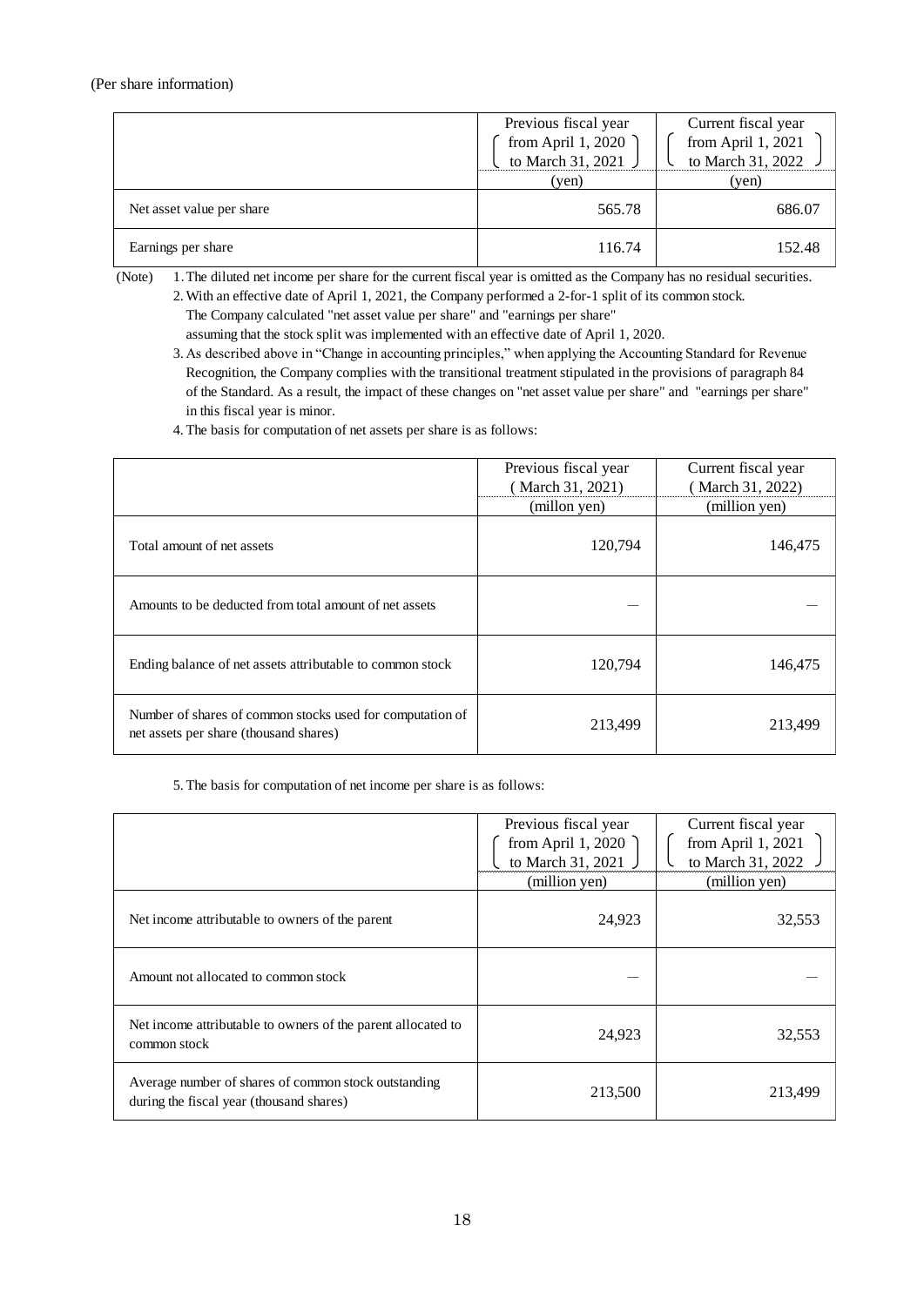(Per share information)

| | Previous fiscal year (from April 1, 2020 to March 31, 2021) (yen) | Current fiscal year (from April 1, 2021 to March 31, 2022) (yen) |
|---|---|---|
| Net asset value per share | 565.78 | 686.07 |
| Earnings per share | 116.74 | 152.48 |

(Note)
1. The diluted net income per share for the current fiscal year is omitted as the Company has no residual securities.
2. With an effective date of April 1, 2021, the Company performed a 2-for-1 split of its common stock. The Company calculated "net asset value per share" and "earnings per share" assuming that the stock split was implemented with an effective date of April 1, 2020.
3. As described above in "Change in accounting principles," when applying the Accounting Standard for Revenue Recognition, the Company complies with the transitional treatment stipulated in the provisions of paragraph 84 of the Standard. As a result, the impact of these changes on "net asset value per share" and "earnings per share" in this fiscal year is minor.
4. The basis for computation of net assets per share is as follows:

| | Previous fiscal year (March 31, 2021) (millon yen) | Current fiscal year (March 31, 2022) (million yen) |
|---|---|---|
| Total amount of net assets | 120,794 | 146,475 |
| Amounts to be deducted from total amount of net assets | — | — |
| Ending balance of net assets attributable to common stock | 120,794 | 146,475 |
| Number of shares of common stocks used for computation of net assets per share (thousand shares) | 213,499 | 213,499 |

5. The basis for computation of net income per share is as follows:

| | Previous fiscal year (from April 1, 2020 to March 31, 2021) (million yen) | Current fiscal year (from April 1, 2021 to March 31, 2022) (million yen) |
|---|---|---|
| Net income attributable to owners of the parent | 24,923 | 32,553 |
| Amount not allocated to common stock | — | — |
| Net income attributable to owners of the parent allocated to common stock | 24,923 | 32,553 |
| Average number of shares of common stock outstanding during the fiscal year (thousand shares) | 213,500 | 213,499 |